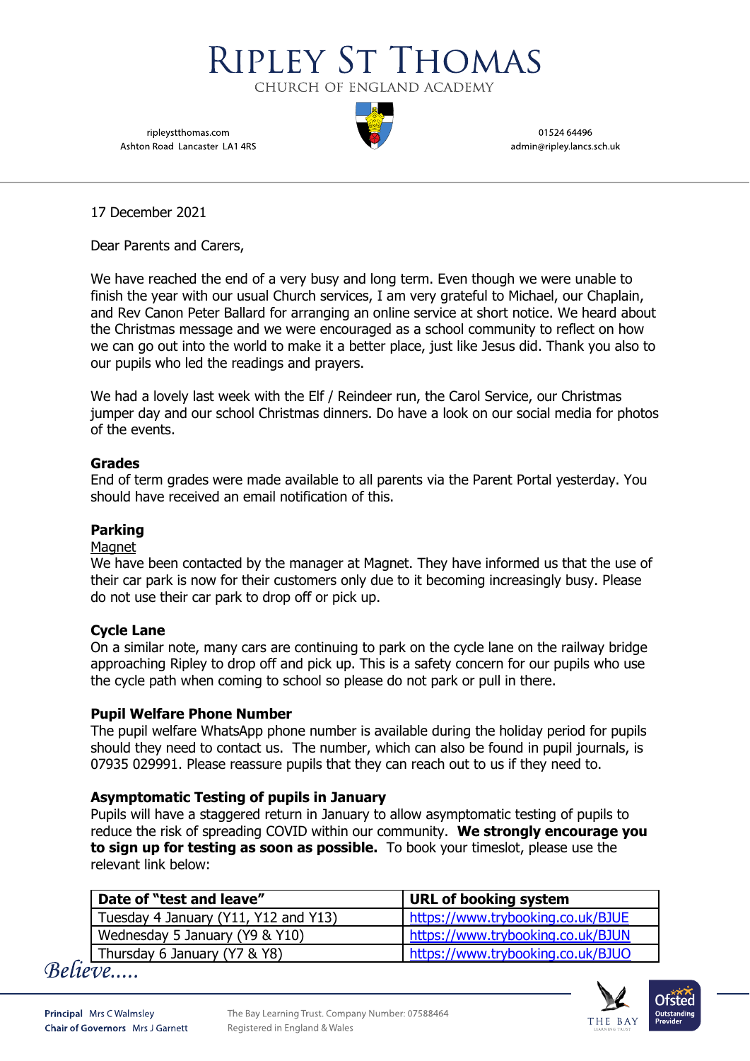# RIPLEY ST THOMAS

CHURCH OF ENGLAND ACADEMY

ripleystthomas.com
Ashton Road Lancaster LA1 4RS

01524 64496
admin@ripley.lancs.sch.uk

17 December 2021

Dear Parents and Carers,

We have reached the end of a very busy and long term. Even though we were unable to finish the year with our usual Church services, I am very grateful to Michael, our Chaplain, and Rev Canon Peter Ballard for arranging an online service at short notice. We heard about the Christmas message and we were encouraged as a school community to reflect on how we can go out into the world to make it a better place, just like Jesus did. Thank you also to our pupils who led the readings and prayers.

We had a lovely last week with the Elf / Reindeer run, the Carol Service, our Christmas jumper day and our school Christmas dinners. Do have a look on our social media for photos of the events.

**Grades**

End of term grades were made available to all parents via the Parent Portal yesterday. You should have received an email notification of this.

**Parking**

Magnet

We have been contacted by the manager at Magnet. They have informed us that the use of their car park is now for their customers only due to it becoming increasingly busy. Please do not use their car park to drop off or pick up.

**Cycle Lane**

On a similar note, many cars are continuing to park on the cycle lane on the railway bridge approaching Ripley to drop off and pick up. This is a safety concern for our pupils who use the cycle path when coming to school so please do not park or pull in there.

**Pupil Welfare Phone Number**

The pupil welfare WhatsApp phone number is available during the holiday period for pupils should they need to contact us. The number, which can also be found in pupil journals, is 07935 029991. Please reassure pupils that they can reach out to us if they need to.

**Asymptomatic Testing of pupils in January**

Pupils will have a staggered return in January to allow asymptomatic testing of pupils to reduce the risk of spreading COVID within our community. **We strongly encourage you to sign up for testing as soon as possible.** To book your timeslot, please use the relevant link below:

| Date of "test and leave" | URL of booking system |
|---|---|
| Tuesday 4 January (Y11, Y12 and Y13) | https://www.trybooking.co.uk/BJUE |
| Wednesday 5 January (Y9 & Y10) | https://www.trybooking.co.uk/BJUN |
| Thursday 6 January (Y7 & Y8) | https://www.trybooking.co.uk/BJUO |

*Believe.....*

**Principal** Mrs C Walmsley
**Chair of Governors** Mrs J Garnett

The Bay Learning Trust. Company Number: 07588464
Registered in England & Wales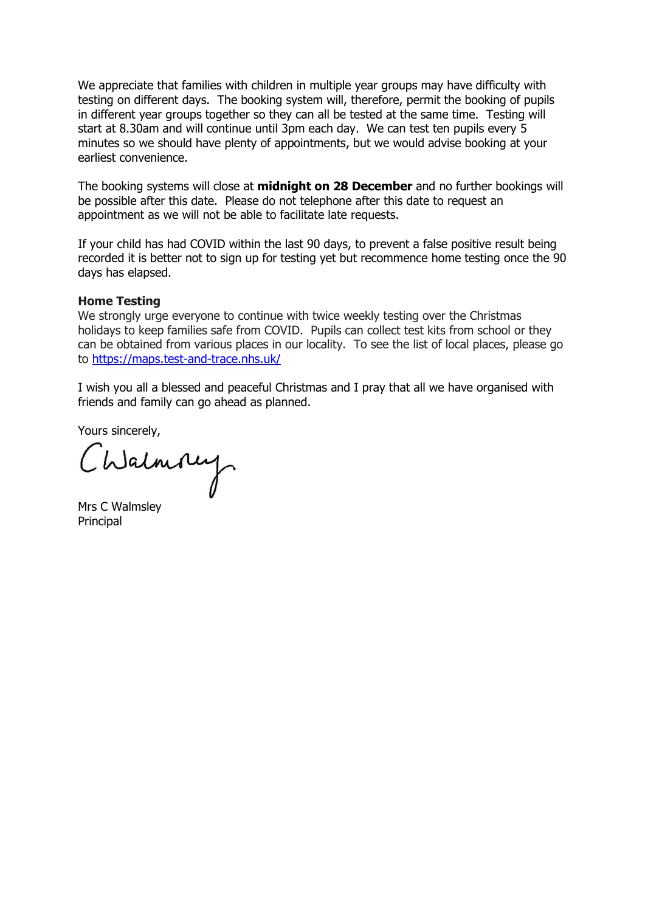We appreciate that families with children in multiple year groups may have difficulty with testing on different days. The booking system will, therefore, permit the booking of pupils in different year groups together so they can all be tested at the same time. Testing will start at 8.30am and will continue until 3pm each day. We can test ten pupils every 5 minutes so we should have plenty of appointments, but we would advise booking at your earliest convenience.

The booking systems will close at **midnight on 28 December** and no further bookings will be possible after this date. Please do not telephone after this date to request an appointment as we will not be able to facilitate late requests.

If your child has had COVID within the last 90 days, to prevent a false positive result being recorded it is better not to sign up for testing yet but recommence home testing once the 90 days has elapsed.

**Home Testing**

We strongly urge everyone to continue with twice weekly testing over the Christmas holidays to keep families safe from COVID. Pupils can collect test kits from school or they can be obtained from various places in our locality. To see the list of local places, please go to https://maps.test-and-trace.nhs.uk/

I wish you all a blessed and peaceful Christmas and I pray that all we have organised with friends and family can go ahead as planned.

Yours sincerely,

C Walmsley

Mrs C Walmsley
Principal